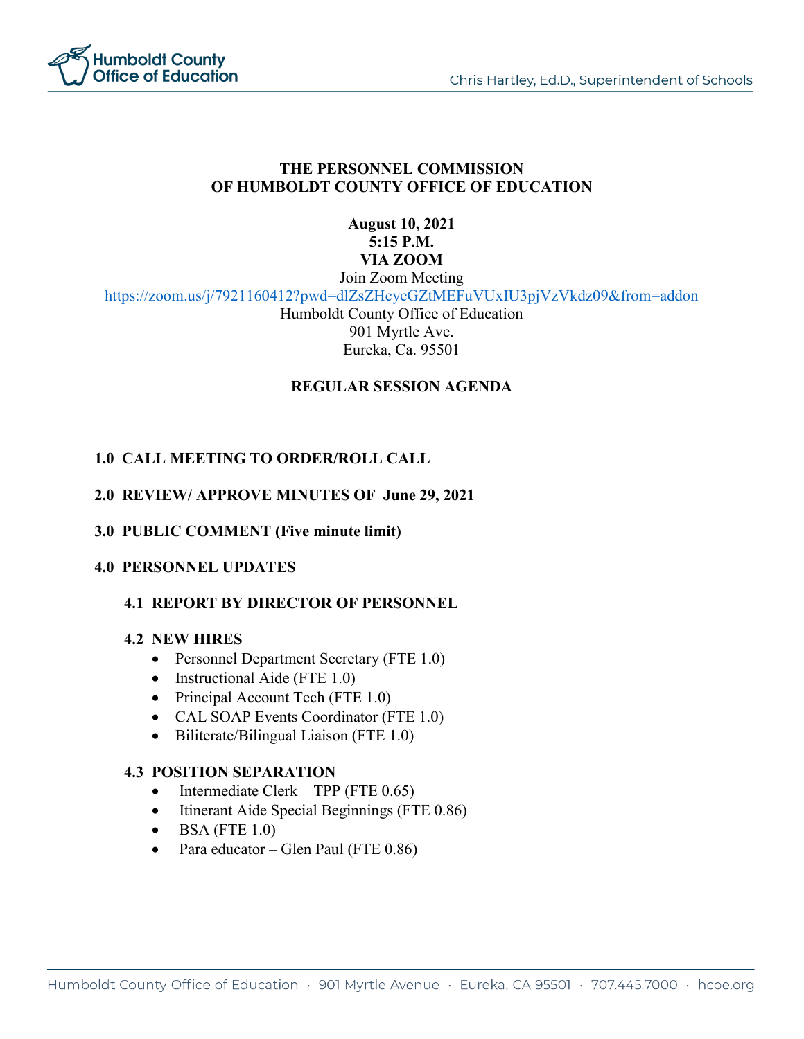# THE PERSONNEL COMMISSION OF HUMBOLDT COUNTY OFFICE OF EDUCATION

**August 10, 2021**
**5:15 P.M.**
**VIA ZOOM**

Join Zoom Meeting
https://zoom.us/j/7921160412?pwd=dlZsZHcyeGZtMEFuVUxIU3pjVzVkdz09&from=addon
Humboldt County Office of Education
901 Myrtle Ave.
Eureka, Ca. 95501

## REGULAR SESSION AGENDA

### 1.0 CALL MEETING TO ORDER/ROLL CALL

### 2.0 REVIEW/ APPROVE MINUTES OF June 29, 2021

### 3.0 PUBLIC COMMENT (Five minute limit)

### 4.0 PERSONNEL UPDATES

#### 4.1 REPORT BY DIRECTOR OF PERSONNEL

#### 4.2 NEW HIRES

- Personnel Department Secretary (FTE 1.0)
- Instructional Aide (FTE 1.0)
- Principal Account Tech (FTE 1.0)
- CAL SOAP Events Coordinator (FTE 1.0)
- Biliterate/Bilingual Liaison (FTE 1.0)

#### 4.3 POSITION SEPARATION

- Intermediate Clerk – TPP (FTE 0.65)
- Itinerant Aide Special Beginnings (FTE 0.86)
- BSA (FTE 1.0)
- Para educator – Glen Paul (FTE 0.86)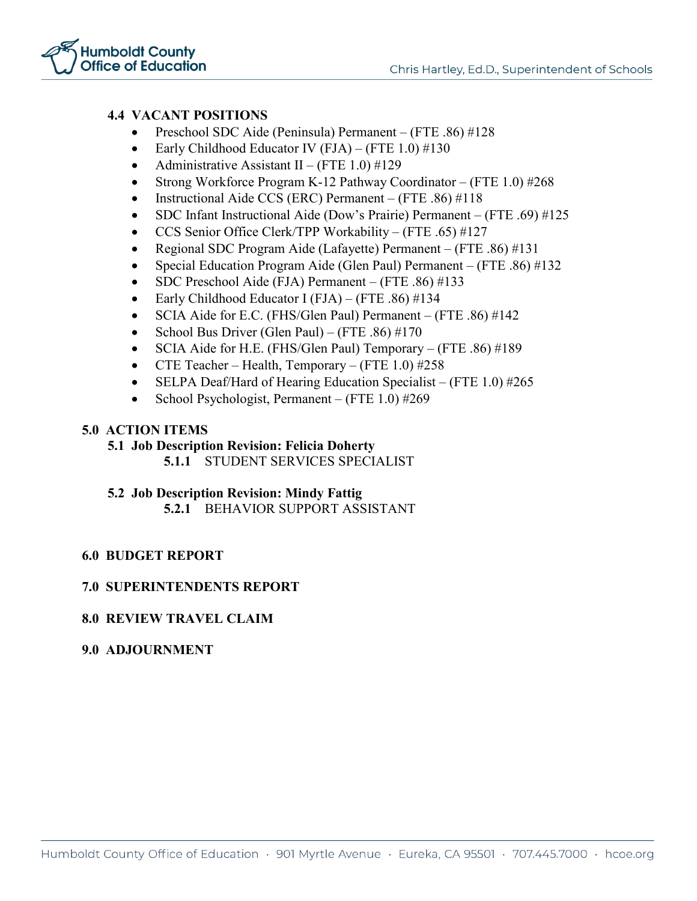### 4.4 VACANT POSITIONS

- Preschool SDC Aide (Peninsula) Permanent – (FTE .86) #128
- Early Childhood Educator IV (FJA) – (FTE 1.0) #130
- Administrative Assistant II – (FTE 1.0) #129
- Strong Workforce Program K-12 Pathway Coordinator – (FTE 1.0) #268
- Instructional Aide CCS (ERC) Permanent – (FTE .86) #118
- SDC Infant Instructional Aide (Dow's Prairie) Permanent – (FTE .69) #125
- CCS Senior Office Clerk/TPP Workability – (FTE .65) #127
- Regional SDC Program Aide (Lafayette) Permanent – (FTE .86) #131
- Special Education Program Aide (Glen Paul) Permanent – (FTE .86) #132
- SDC Preschool Aide (FJA) Permanent – (FTE .86) #133
- Early Childhood Educator I (FJA) – (FTE .86) #134
- SCIA Aide for E.C. (FHS/Glen Paul) Permanent – (FTE .86) #142
- School Bus Driver (Glen Paul) – (FTE .86) #170
- SCIA Aide for H.E. (FHS/Glen Paul) Temporary – (FTE .86) #189
- CTE Teacher – Health, Temporary – (FTE 1.0) #258
- SELPA Deaf/Hard of Hearing Education Specialist – (FTE 1.0) #265
- School Psychologist, Permanent – (FTE 1.0) #269

## 5.0 ACTION ITEMS

### 5.1 Job Description Revision: Felicia Doherty

**5.1.1** STUDENT SERVICES SPECIALIST

### 5.2 Job Description Revision: Mindy Fattig

**5.2.1** BEHAVIOR SUPPORT ASSISTANT

## 6.0 BUDGET REPORT

## 7.0 SUPERINTENDENTS REPORT

## 8.0 REVIEW TRAVEL CLAIM

## 9.0 ADJOURNMENT